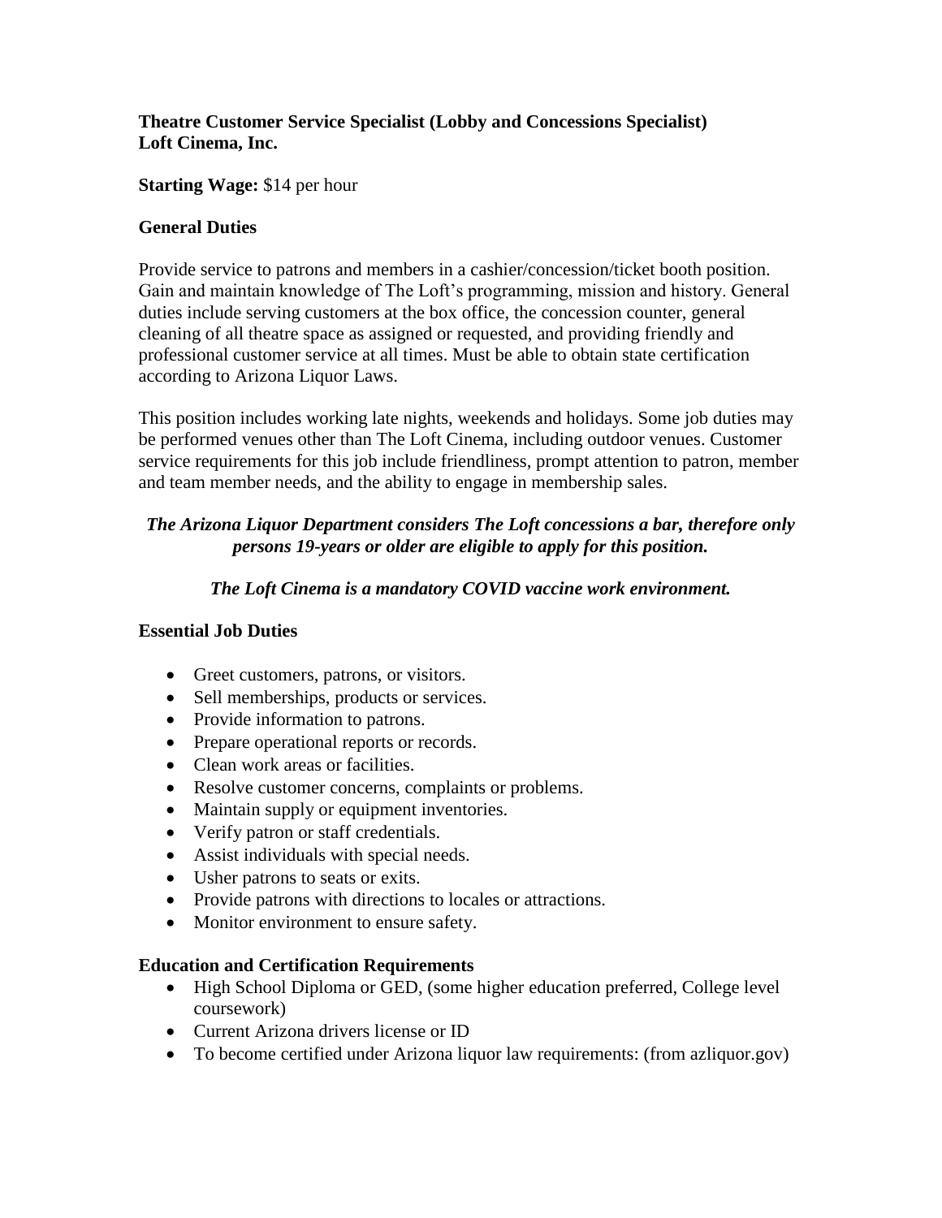**Theatre Customer Service Specialist (Lobby and Concessions Specialist)**
**Loft Cinema, Inc.**

**Starting Wage:** $14 per hour

### General Duties

Provide service to patrons and members in a cashier/concession/ticket booth position. Gain and maintain knowledge of The Loft's programming, mission and history. General duties include serving customers at the box office, the concession counter, general cleaning of all theatre space as assigned or requested, and providing friendly and professional customer service at all times. Must be able to obtain state certification according to Arizona Liquor Laws.

This position includes working late nights, weekends and holidays. Some job duties may be performed venues other than The Loft Cinema, including outdoor venues. Customer service requirements for this job include friendliness, prompt attention to patron, member and team member needs, and the ability to engage in membership sales.

***The Arizona Liquor Department considers The Loft concessions a bar, therefore only persons 19-years or older are eligible to apply for this position.***

***The Loft Cinema is a mandatory COVID vaccine work environment.***

### Essential Job Duties

- Greet customers, patrons, or visitors.
- Sell memberships, products or services.
- Provide information to patrons.
- Prepare operational reports or records.
- Clean work areas or facilities.
- Resolve customer concerns, complaints or problems.
- Maintain supply or equipment inventories.
- Verify patron or staff credentials.
- Assist individuals with special needs.
- Usher patrons to seats or exits.
- Provide patrons with directions to locales or attractions.
- Monitor environment to ensure safety.

### Education and Certification Requirements

- High School Diploma or GED, (some higher education preferred, College level coursework)
- Current Arizona drivers license or ID
- To become certified under Arizona liquor law requirements: (from azliquor.gov)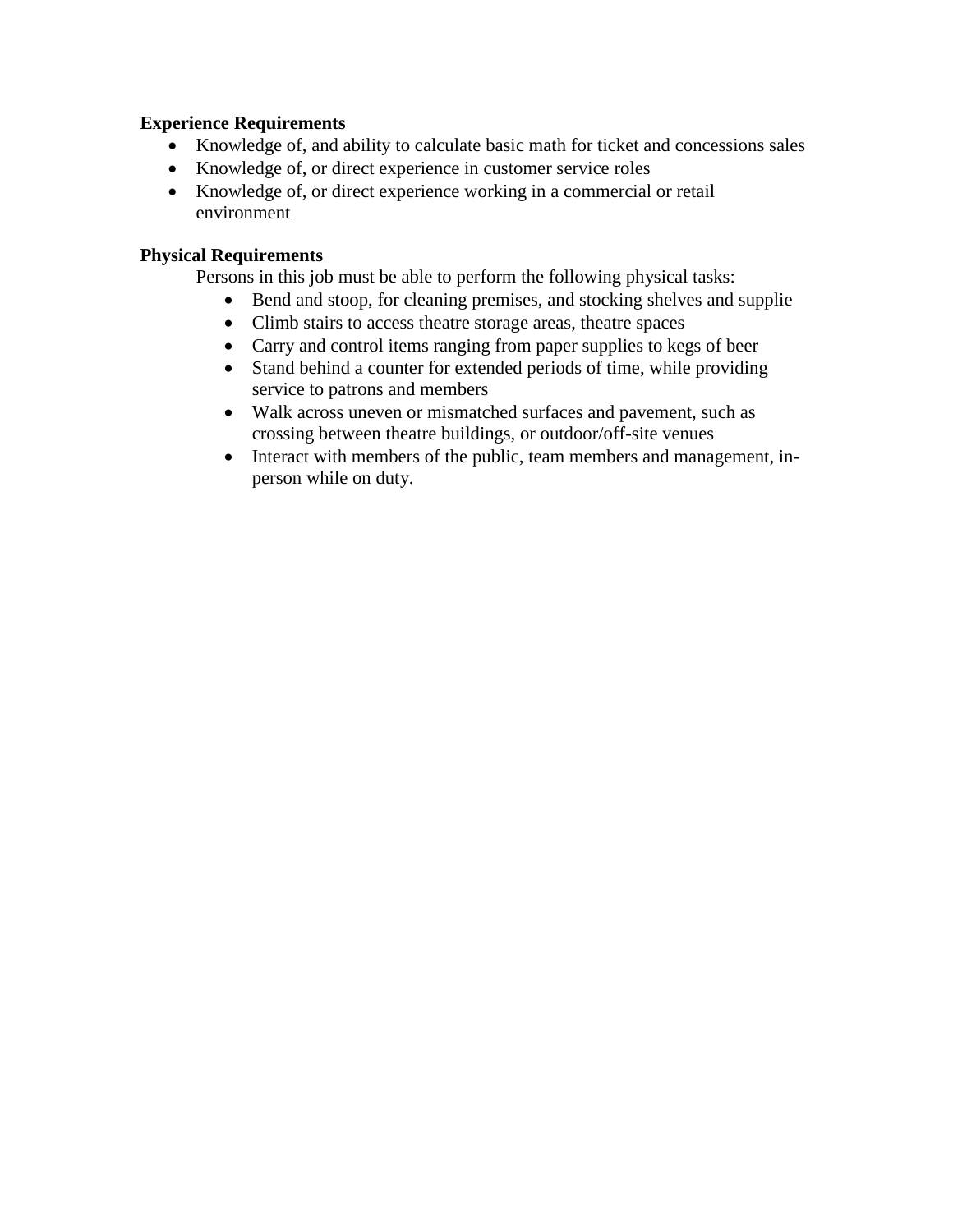**Experience Requirements**

- Knowledge of, and ability to calculate basic math for ticket and concessions sales
- Knowledge of, or direct experience in customer service roles
- Knowledge of, or direct experience working in a commercial or retail environment

**Physical Requirements**

Persons in this job must be able to perform the following physical tasks:

- Bend and stoop, for cleaning premises, and stocking shelves and supplie
- Climb stairs to access theatre storage areas, theatre spaces
- Carry and control items ranging from paper supplies to kegs of beer
- Stand behind a counter for extended periods of time, while providing service to patrons and members
- Walk across uneven or mismatched surfaces and pavement, such as crossing between theatre buildings, or outdoor/off-site venues
- Interact with members of the public, team members and management, in-person while on duty.